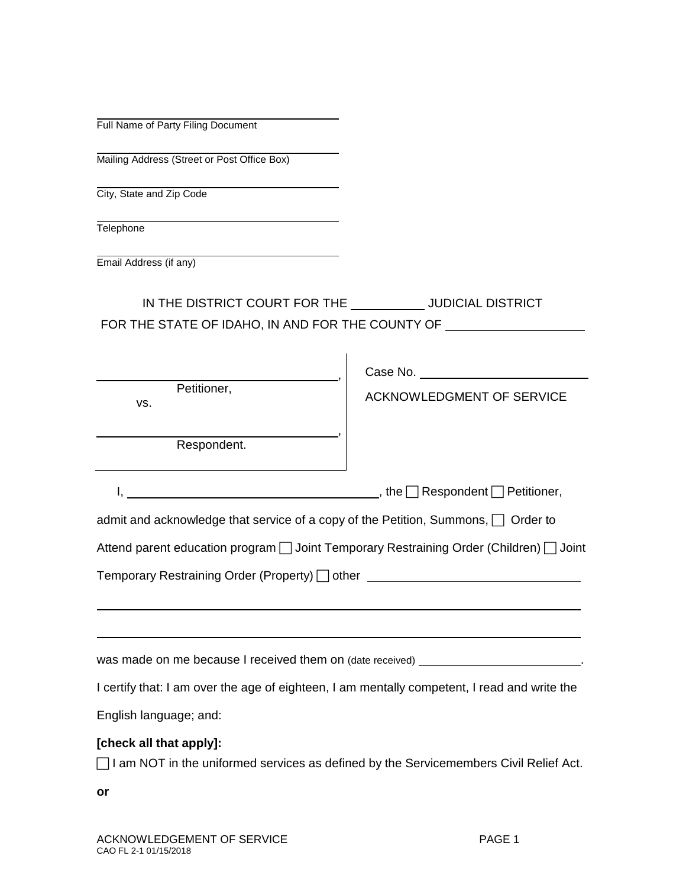______________________________
Full Name of Party Filing Document

______________________________
Mailing Address (Street or Post Office Box)

______________________________
City, State and Zip Code

______________________________
Telephone

______________________________
Email Address (if any)

IN THE DISTRICT COURT FOR THE __________ JUDICIAL DISTRICT
FOR THE STATE OF IDAHO, IN AND FOR THE COUNTY OF ____________________

| | |
|---|---|
| ______________________________, Petitioner, vs. ______________________________, Respondent. | Case No. ______________________ ACKNOWLEDGMENT OF SERVICE |

I, ______________________________, the ☐ Respondent ☐ Petitioner, admit and acknowledge that service of a copy of the Petition, Summons, ☐ Order to Attend parent education program ☐ Joint Temporary Restraining Order (Children) ☐ Joint Temporary Restraining Order (Property) ☐ other ______________________________

______________________________________________________________________

______________________________________________________________________

was made on me because I received them on (date received) ______________________.

I certify that: I am over the age of eighteen, I am mentally competent, I read and write the English language; and:

**[check all that apply]:**

☐ I am NOT in the uniformed services as defined by the Servicemembers Civil Relief Act.

**or**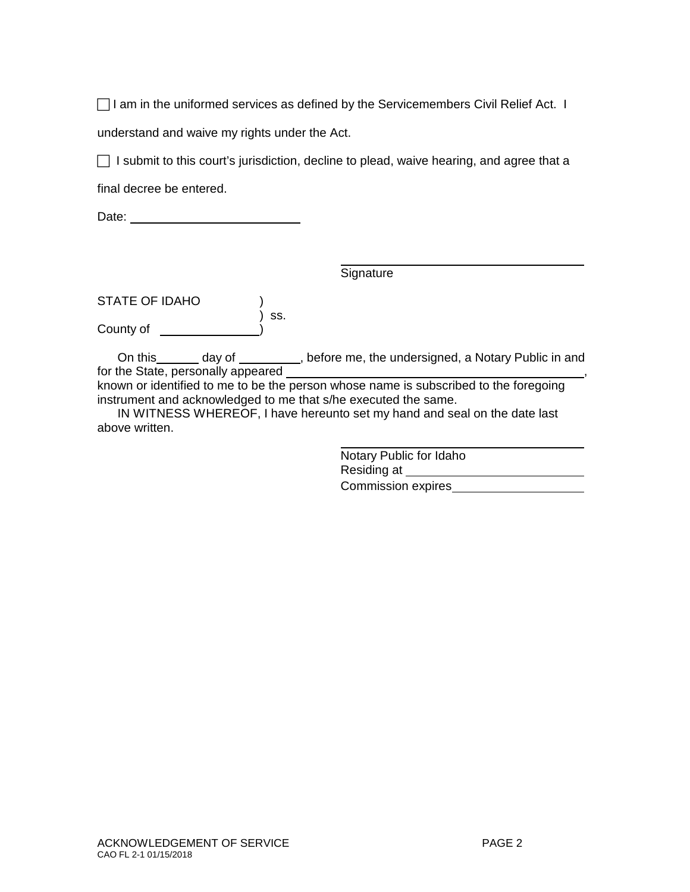☐ I am in the uniformed services as defined by the Servicemembers Civil Relief Act. I understand and waive my rights under the Act.

☐ I submit to this court's jurisdiction, decline to plead, waive hearing, and agree that a final decree be entered.

Date: ________________________

_________________________________
Signature

STATE OF IDAHO )
) ss.
County of ______________ )

On this______ day of _________, before me, the undersigned, a Notary Public in and for the State, personally appeared ____________________________________________, known or identified to me to be the person whose name is subscribed to the foregoing instrument and acknowledged to me that s/he executed the same.

IN WITNESS WHEREOF, I have hereunto set my hand and seal on the date last above written.

_________________________________
Notary Public for Idaho
Residing at ________________________
Commission expires__________________

ACKNOWLEDGEMENT OF SERVICE
CAO FL 2-1 01/15/2018